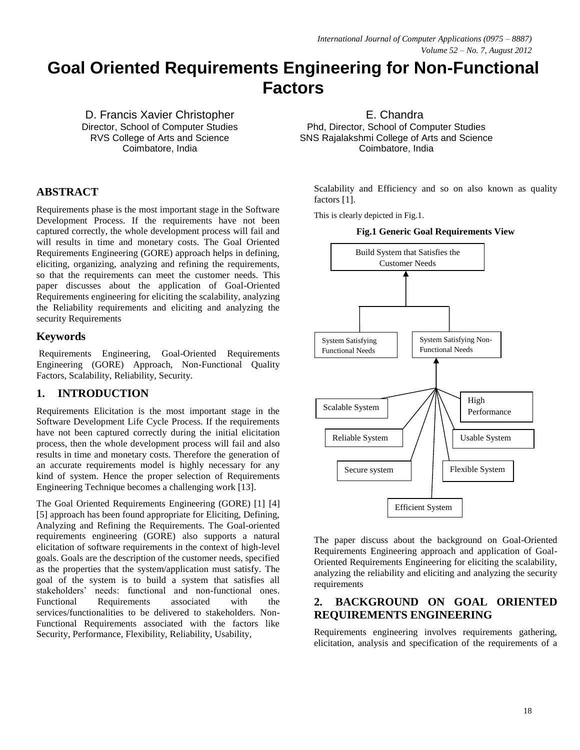# Goal Oriented Requirements Engineering for Non-Functional Factors

D. Francis Xavier Christopher
Director, School of Computer Studies
RVS College of Arts and Science
Coimbatore, India

E. Chandra
Phd, Director, School of Computer Studies
SNS Rajalakshmi College of Arts and Science
Coimbatore, India

## ABSTRACT

Requirements phase is the most important stage in the Software Development Process. If the requirements have not been captured correctly, the whole development process will fail and will results in time and monetary costs. The Goal Oriented Requirements Engineering (GORE) approach helps in defining, eliciting, organizing, analyzing and refining the requirements, so that the requirements can meet the customer needs. This paper discusses about the application of Goal-Oriented Requirements engineering for eliciting the scalability, analyzing the Reliability requirements and eliciting and analyzing the security Requirements

## Keywords

Requirements Engineering, Goal-Oriented Requirements Engineering (GORE) Approach, Non-Functional Quality Factors, Scalability, Reliability, Security.

## 1. INTRODUCTION

Requirements Elicitation is the most important stage in the Software Development Life Cycle Process. If the requirements have not been captured correctly during the initial elicitation process, then the whole development process will fail and also results in time and monetary costs. Therefore the generation of an accurate requirements model is highly necessary for any kind of system. Hence the proper selection of Requirements Engineering Technique becomes a challenging work [13].

The Goal Oriented Requirements Engineering (GORE) [1] [4] [5] approach has been found appropriate for Eliciting, Defining, Analyzing and Refining the Requirements. The Goal-oriented requirements engineering (GORE) also supports a natural elicitation of software requirements in the context of high-level goals. Goals are the description of the customer needs, specified as the properties that the system/application must satisfy. The goal of the system is to build a system that satisfies all stakeholders' needs: functional and non-functional ones. Functional Requirements associated with the services/functionalities to be delivered to stakeholders. Non-Functional Requirements associated with the factors like Security, Performance, Flexibility, Reliability, Usability, Scalability and Efficiency and so on also known as quality factors [1].

This is clearly depicted in Fig.1.

**Fig.1 Generic Goal Requirements View**

- Build System that Satisfies the Customer Needs
  - System Satisfying Functional Needs
  - System Satisfying Non-Functional Needs
    - Scalable System
    - Reliable System
    - Secure system
    - Efficient System
    - Flexible System
    - Usable System
    - High Performance

The paper discuss about the background on Goal-Oriented Requirements Engineering approach and application of Goal-Oriented Requirements Engineering for eliciting the scalability, analyzing the reliability and eliciting and analyzing the security requirements

## 2. BACKGROUND ON GOAL ORIENTED REQUIREMENTS ENGINEERING

Requirements engineering involves requirements gathering, elicitation, analysis and specification of the requirements of a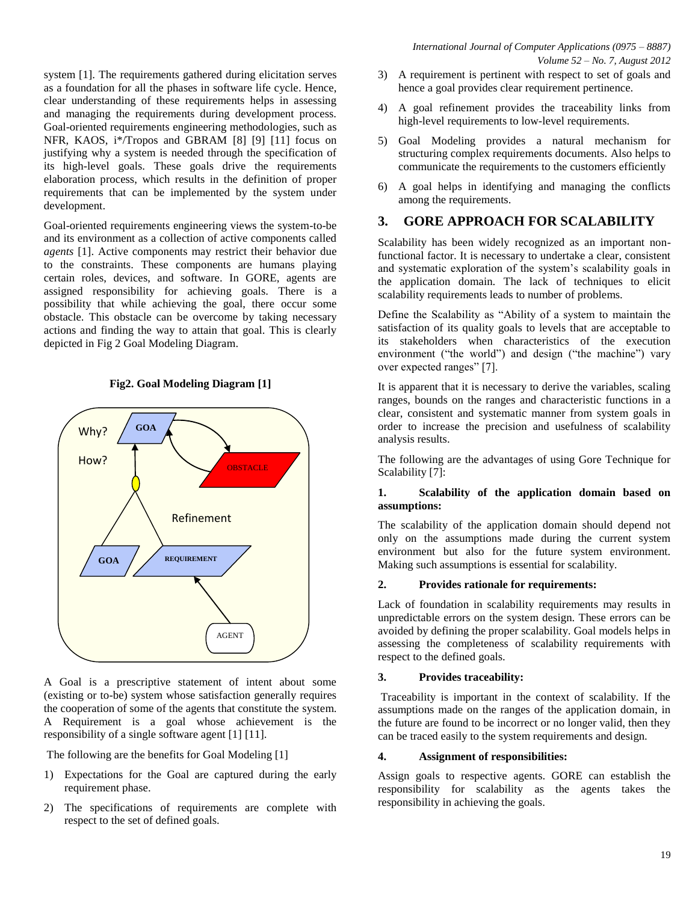system [1]. The requirements gathered during elicitation serves as a foundation for all the phases in software life cycle. Hence, clear understanding of these requirements helps in assessing and managing the requirements during development process. Goal-oriented requirements engineering methodologies, such as NFR, KAOS, i*/Tropos and GBRAM [8] [9] [11] focus on justifying why a system is needed through the specification of its high-level goals. These goals drive the requirements elaboration process, which results in the definition of proper requirements that can be implemented by the system under development.

Goal-oriented requirements engineering views the system-to-be and its environment as a collection of active components called *agents* [1]. Active components may restrict their behavior due to the constraints. These components are humans playing certain roles, devices, and software. In GORE, agents are assigned responsibility for achieving goals. There is a possibility that while achieving the goal, there occur some obstacle. This obstacle can be overcome by taking necessary actions and finding the way to attain that goal. This is clearly depicted in Fig 2 Goal Modeling Diagram.

**Fig2. Goal Modeling Diagram [1]**

A Goal is a prescriptive statement of intent about some (existing or to-be) system whose satisfaction generally requires the cooperation of some of the agents that constitute the system. A Requirement is a goal whose achievement is the responsibility of a single software agent [1] [11].

The following are the benefits for Goal Modeling [1]

1) Expectations for the Goal are captured during the early requirement phase.
2) The specifications of requirements are complete with respect to the set of defined goals.
3) A requirement is pertinent with respect to set of goals and hence a goal provides clear requirement pertinence.
4) A goal refinement provides the traceability links from high-level requirements to low-level requirements.
5) Goal Modeling provides a natural mechanism for structuring complex requirements documents. Also helps to communicate the requirements to the customers efficiently
6) A goal helps in identifying and managing the conflicts among the requirements.

## 3. GORE APPROACH FOR SCALABILITY

Scalability has been widely recognized as an important non-functional factor. It is necessary to undertake a clear, consistent and systematic exploration of the system's scalability goals in the application domain. The lack of techniques to elicit scalability requirements leads to number of problems.

Define the Scalability as "Ability of a system to maintain the satisfaction of its quality goals to levels that are acceptable to its stakeholders when characteristics of the execution environment ("the world") and design ("the machine") vary over expected ranges" [7].

It is apparent that it is necessary to derive the variables, scaling ranges, bounds on the ranges and characteristic functions in a clear, consistent and systematic manner from system goals in order to increase the precision and usefulness of scalability analysis results.

The following are the advantages of using Gore Technique for Scalability [7]:

### 1. Scalability of the application domain based on assumptions:

The scalability of the application domain should depend not only on the assumptions made during the current system environment but also for the future system environment. Making such assumptions is essential for scalability.

### 2. Provides rationale for requirements:

Lack of foundation in scalability requirements may results in unpredictable errors on the system design. These errors can be avoided by defining the proper scalability. Goal models helps in assessing the completeness of scalability requirements with respect to the defined goals.

### 3. Provides traceability:

Traceability is important in the context of scalability. If the assumptions made on the ranges of the application domain, in the future are found to be incorrect or no longer valid, then they can be traced easily to the system requirements and design.

### 4. Assignment of responsibilities:

Assign goals to respective agents. GORE can establish the responsibility for scalability as the agents takes the responsibility in achieving the goals.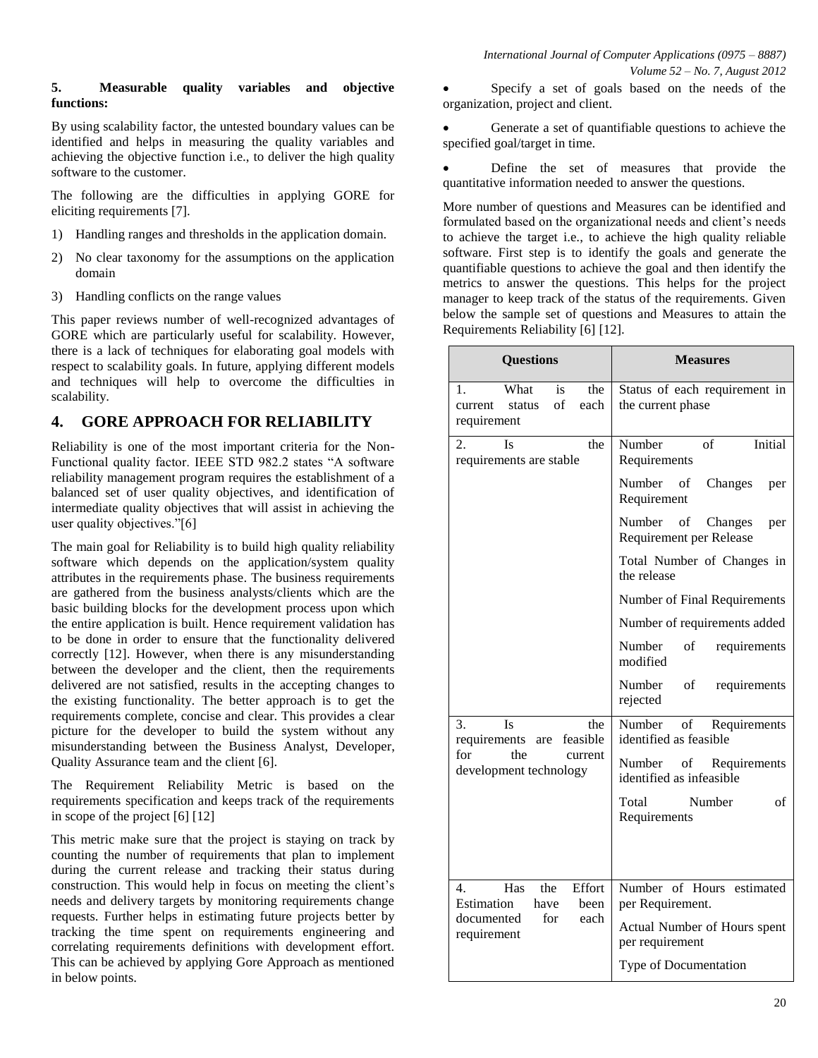**5. Measurable quality variables and objective functions:**

By using scalability factor, the untested boundary values can be identified and helps in measuring the quality variables and achieving the objective function i.e., to deliver the high quality software to the customer.

The following are the difficulties in applying GORE for eliciting requirements [7].

1) Handling ranges and thresholds in the application domain.
2) No clear taxonomy for the assumptions on the application domain
3) Handling conflicts on the range values

This paper reviews number of well-recognized advantages of GORE which are particularly useful for scalability. However, there is a lack of techniques for elaborating goal models with respect to scalability goals. In future, applying different models and techniques will help to overcome the difficulties in scalability.

## 4. GORE APPROACH FOR RELIABILITY

Reliability is one of the most important criteria for the Non-Functional quality factor. IEEE STD 982.2 states "A software reliability management program requires the establishment of a balanced set of user quality objectives, and identification of intermediate quality objectives that will assist in achieving the user quality objectives."[6]

The main goal for Reliability is to build high quality reliability software which depends on the application/system quality attributes in the requirements phase. The business requirements are gathered from the business analysts/clients which are the basic building blocks for the development process upon which the entire application is built. Hence requirement validation has to be done in order to ensure that the functionality delivered correctly [12]. However, when there is any misunderstanding between the developer and the client, then the requirements delivered are not satisfied, results in the accepting changes to the existing functionality. The better approach is to get the requirements complete, concise and clear. This provides a clear picture for the developer to build the system without any misunderstanding between the Business Analyst, Developer, Quality Assurance team and the client [6].

The Requirement Reliability Metric is based on the requirements specification and keeps track of the requirements in scope of the project [6] [12]

This metric make sure that the project is staying on track by counting the number of requirements that plan to implement during the current release and tracking their status during construction. This would help in focus on meeting the client's needs and delivery targets by monitoring requirements change requests. Further helps in estimating future projects better by tracking the time spent on requirements engineering and correlating requirements definitions with development effort. This can be achieved by applying Gore Approach as mentioned in below points.

- Specify a set of goals based on the needs of the organization, project and client.
- Generate a set of quantifiable questions to achieve the specified goal/target in time.
- Define the set of measures that provide the quantitative information needed to answer the questions.

More number of questions and Measures can be identified and formulated based on the organizational needs and client's needs to achieve the target i.e., to achieve the high quality reliable software. First step is to identify the goals and generate the quantifiable questions to achieve the goal and then identify the metrics to answer the questions. This helps for the project manager to keep track of the status of the requirements. Given below the sample set of questions and Measures to attain the Requirements Reliability [6] [12].

| Questions | Measures |
|---|---|
| 1. What is the current status of each requirement | Status of each requirement in the current phase |
| 2. Is the requirements are stable | Number of Initial Requirements |
| | Number of Changes per Requirement |
| | Number of Changes per Requirement per Release |
| | Total Number of Changes in the release |
| | Number of Final Requirements |
| | Number of requirements added |
| | Number of requirements modified |
| | Number of requirements rejected |
| 3. Is the requirements are feasible for the current development technology | Number of Requirements identified as feasible |
| | Number of Requirements identified as infeasible |
| | Total Number of Requirements |
| 4. Has the Effort Estimation have been documented for each requirement | Number of Hours estimated per Requirement. |
| | Actual Number of Hours spent per requirement |
| | Type of Documentation |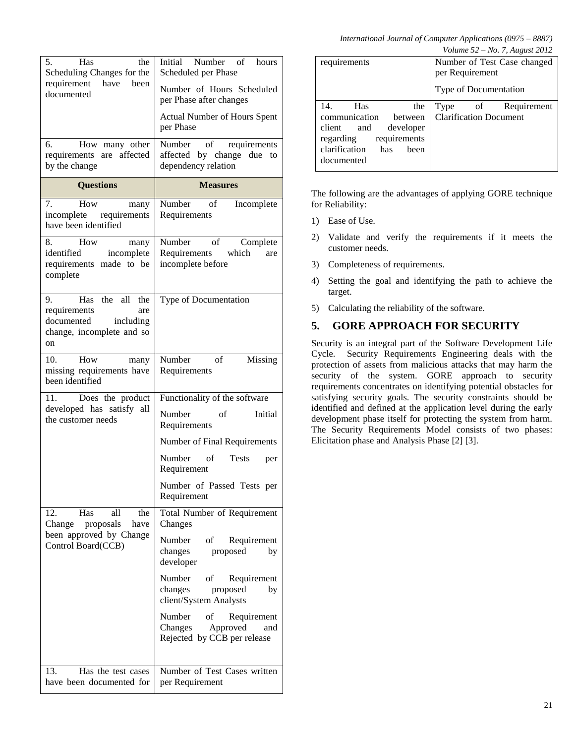| Questions | Measures |
|---|---|
| 5. Has the Scheduling Changes for the requirement have been documented | Initial Number of hours Scheduled per Phase<br>Number of Hours Scheduled per Phase after changes<br>Actual Number of Hours Spent per Phase |
| 6. How many other requirements are affected by the change | Number of requirements affected by change due to dependency relation |
| **Questions** | **Measures** |
| 7. How many incomplete requirements have been identified | Number of Incomplete Requirements |
| 8. How many identified incomplete requirements made to be complete | Number of Complete Requirements which are incomplete before |
| 9. Has the all the requirements are documented including change, incomplete and so on | Type of Documentation |
| 10. How many missing requirements have been identified | Number of Missing Requirements |
| 11. Does the product developed has satisfy all the customer needs | Functionality of the software<br>Number of Initial Requirements<br>Number of Final Requirements<br>Number of Tests per Requirement<br>Number of Passed Tests per Requirement |
| 12. Has all the Change proposals have been approved by Change Control Board(CCB) | Total Number of Requirement Changes<br>Number of Requirement changes proposed by developer<br>Number of Requirement changes proposed by client/System Analysts<br>Number of Requirement Changes Approved and Rejected by CCB per release |
| 13. Has the test cases have been documented for requirements | Number of Test Cases written per Requirement<br>Number of Test Case changed per Requirement<br>Type of Documentation |
| 14. Has the communication between client and developer regarding requirements clarification has been documented | Type of Requirement Clarification Document |

The following are the advantages of applying GORE technique for Reliability:

1) Ease of Use.
2) Validate and verify the requirements if it meets the customer needs.
3) Completeness of requirements.
4) Setting the goal and identifying the path to achieve the target.
5) Calculating the reliability of the software.

## 5. GORE APPROACH FOR SECURITY

Security is an integral part of the Software Development Life Cycle. Security Requirements Engineering deals with the protection of assets from malicious attacks that may harm the security of the system. GORE approach to security requirements concentrates on identifying potential obstacles for satisfying security goals. The security constraints should be identified and defined at the application level during the early development phase itself for protecting the system from harm. The Security Requirements Model consists of two phases: Elicitation phase and Analysis Phase [2] [3].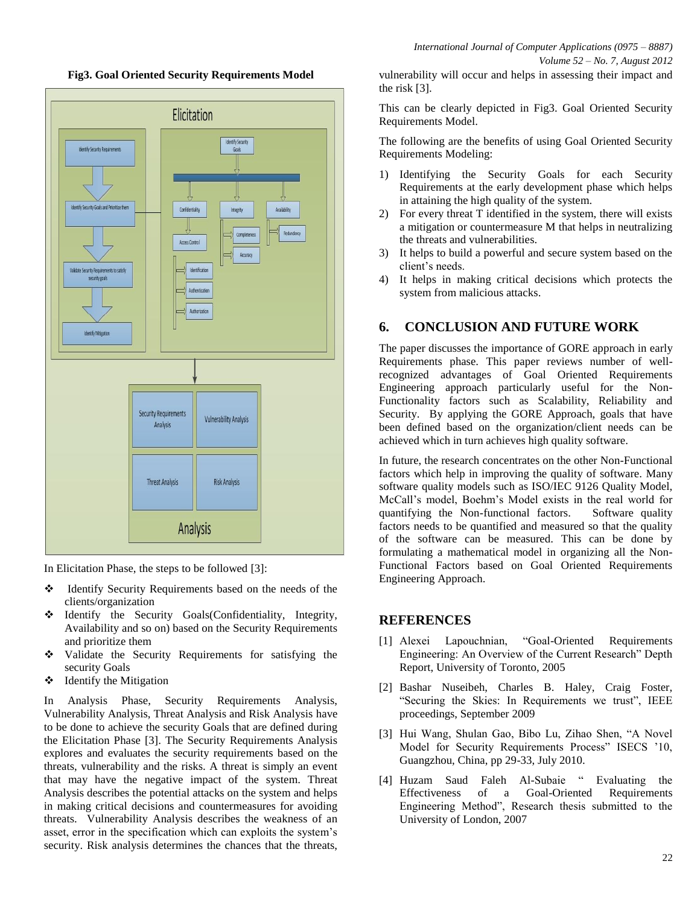**Fig3. Goal Oriented Security Requirements Model**

In Elicitation Phase, the steps to be followed [3]:

- ❖ Identify Security Requirements based on the needs of the clients/organization
- ❖ Identify the Security Goals(Confidentiality, Integrity, Availability and so on) based on the Security Requirements and prioritize them
- ❖ Validate the Security Requirements for satisfying the security Goals
- ❖ Identify the Mitigation

In Analysis Phase, Security Requirements Analysis, Vulnerability Analysis, Threat Analysis and Risk Analysis have to be done to achieve the security Goals that are defined during the Elicitation Phase [3]. The Security Requirements Analysis explores and evaluates the security requirements based on the threats, vulnerability and the risks. A threat is simply an event that may have the negative impact of the system. Threat Analysis describes the potential attacks on the system and helps in making critical decisions and countermeasures for avoiding threats. Vulnerability Analysis describes the weakness of an asset, error in the specification which can exploits the system's security. Risk analysis determines the chances that the threats, vulnerability will occur and helps in assessing their impact and the risk [3].

This can be clearly depicted in Fig3. Goal Oriented Security Requirements Model.

The following are the benefits of using Goal Oriented Security Requirements Modeling:

1) Identifying the Security Goals for each Security Requirements at the early development phase which helps in attaining the high quality of the system.
2) For every threat T identified in the system, there will exists a mitigation or countermeasure M that helps in neutralizing the threats and vulnerabilities.
3) It helps to build a powerful and secure system based on the client's needs.
4) It helps in making critical decisions which protects the system from malicious attacks.

## 6. CONCLUSION AND FUTURE WORK

The paper discusses the importance of GORE approach in early Requirements phase. This paper reviews number of well-recognized advantages of Goal Oriented Requirements Engineering approach particularly useful for the Non-Functionality factors such as Scalability, Reliability and Security. By applying the GORE Approach, goals that have been defined based on the organization/client needs can be achieved which in turn achieves high quality software.

In future, the research concentrates on the other Non-Functional factors which help in improving the quality of software. Many software quality models such as ISO/IEC 9126 Quality Model, McCall's model, Boehm's Model exists in the real world for quantifying the Non-functional factors. Software quality factors needs to be quantified and measured so that the quality of the software can be measured. This can be done by formulating a mathematical model in organizing all the Non-Functional Factors based on Goal Oriented Requirements Engineering Approach.

## REFERENCES

[1] Alexei Lapouchnian, "Goal-Oriented Requirements Engineering: An Overview of the Current Research" Depth Report, University of Toronto, 2005

[2] Bashar Nuseibeh, Charles B. Haley, Craig Foster, "Securing the Skies: In Requirements we trust", IEEE proceedings, September 2009

[3] Hui Wang, Shulan Gao, Bibo Lu, Zihao Shen, "A Novel Model for Security Requirements Process" ISECS '10, Guangzhou, China, pp 29-33, July 2010.

[4] Huzam Saud Faleh Al-Subaie " Evaluating the Effectiveness of a Goal-Oriented Requirements Engineering Method", Research thesis submitted to the University of London, 2007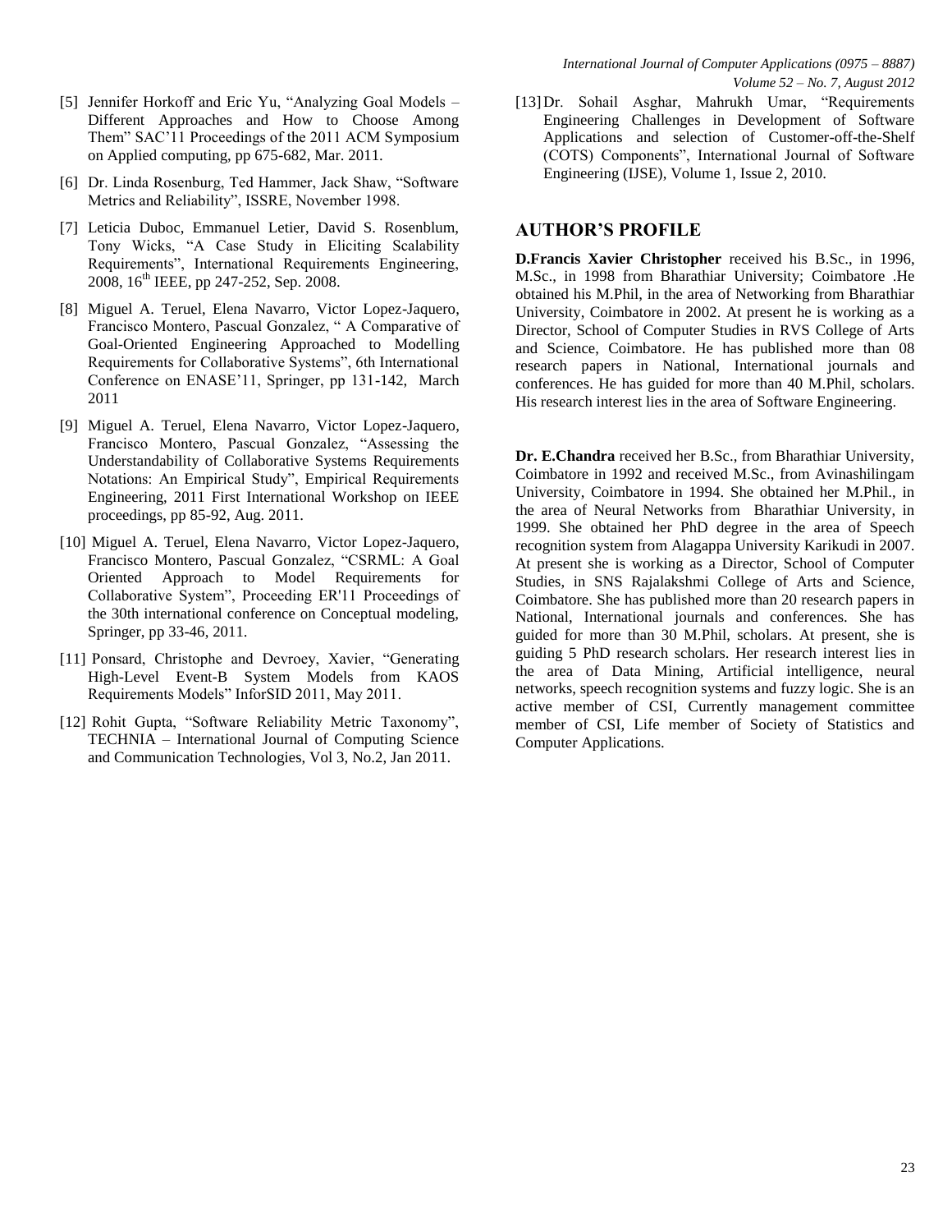[5] Jennifer Horkoff and Eric Yu, "Analyzing Goal Models – Different Approaches and How to Choose Among Them" SAC'11 Proceedings of the 2011 ACM Symposium on Applied computing, pp 675-682, Mar. 2011.

[6] Dr. Linda Rosenburg, Ted Hammer, Jack Shaw, "Software Metrics and Reliability", ISSRE, November 1998.

[7] Leticia Duboc, Emmanuel Letier, David S. Rosenblum, Tony Wicks, "A Case Study in Eliciting Scalability Requirements", International Requirements Engineering, 2008, 16th IEEE, pp 247-252, Sep. 2008.

[8] Miguel A. Teruel, Elena Navarro, Victor Lopez-Jaquero, Francisco Montero, Pascual Gonzalez, " A Comparative of Goal-Oriented Engineering Approached to Modelling Requirements for Collaborative Systems", 6th International Conference on ENASE'11, Springer, pp 131-142, March 2011

[9] Miguel A. Teruel, Elena Navarro, Victor Lopez-Jaquero, Francisco Montero, Pascual Gonzalez, "Assessing the Understandability of Collaborative Systems Requirements Notations: An Empirical Study", Empirical Requirements Engineering, 2011 First International Workshop on IEEE proceedings, pp 85-92, Aug. 2011.

[10] Miguel A. Teruel, Elena Navarro, Victor Lopez-Jaquero, Francisco Montero, Pascual Gonzalez, "CSRML: A Goal Oriented Approach to Model Requirements for Collaborative System", Proceeding ER'11 Proceedings of the 30th international conference on Conceptual modeling, Springer, pp 33-46, 2011.

[11] Ponsard, Christophe and Devroey, Xavier, "Generating High-Level Event-B System Models from KAOS Requirements Models" InforSID 2011, May 2011.

[12] Rohit Gupta, "Software Reliability Metric Taxonomy", TECHNIA – International Journal of Computing Science and Communication Technologies, Vol 3, No.2, Jan 2011.

[13] Dr. Sohail Asghar, Mahrukh Umar, "Requirements Engineering Challenges in Development of Software Applications and selection of Customer-off-the-Shelf (COTS) Components", International Journal of Software Engineering (IJSE), Volume 1, Issue 2, 2010.

## AUTHOR'S PROFILE

**D.Francis Xavier Christopher** received his B.Sc., in 1996, M.Sc., in 1998 from Bharathiar University; Coimbatore .He obtained his M.Phil, in the area of Networking from Bharathiar University, Coimbatore in 2002. At present he is working as a Director, School of Computer Studies in RVS College of Arts and Science, Coimbatore. He has published more than 08 research papers in National, International journals and conferences. He has guided for more than 40 M.Phil, scholars. His research interest lies in the area of Software Engineering.

**Dr. E.Chandra** received her B.Sc., from Bharathiar University, Coimbatore in 1992 and received M.Sc., from Avinashilingam University, Coimbatore in 1994. She obtained her M.Phil., in the area of Neural Networks from Bharathiar University, in 1999. She obtained her PhD degree in the area of Speech recognition system from Alagappa University Karikudi in 2007. At present she is working as a Director, School of Computer Studies, in SNS Rajalakshmi College of Arts and Science, Coimbatore. She has published more than 20 research papers in National, International journals and conferences. She has guided for more than 30 M.Phil, scholars. At present, she is guiding 5 PhD research scholars. Her research interest lies in the area of Data Mining, Artificial intelligence, neural networks, speech recognition systems and fuzzy logic. She is an active member of CSI, Currently management committee member of CSI, Life member of Society of Statistics and Computer Applications.